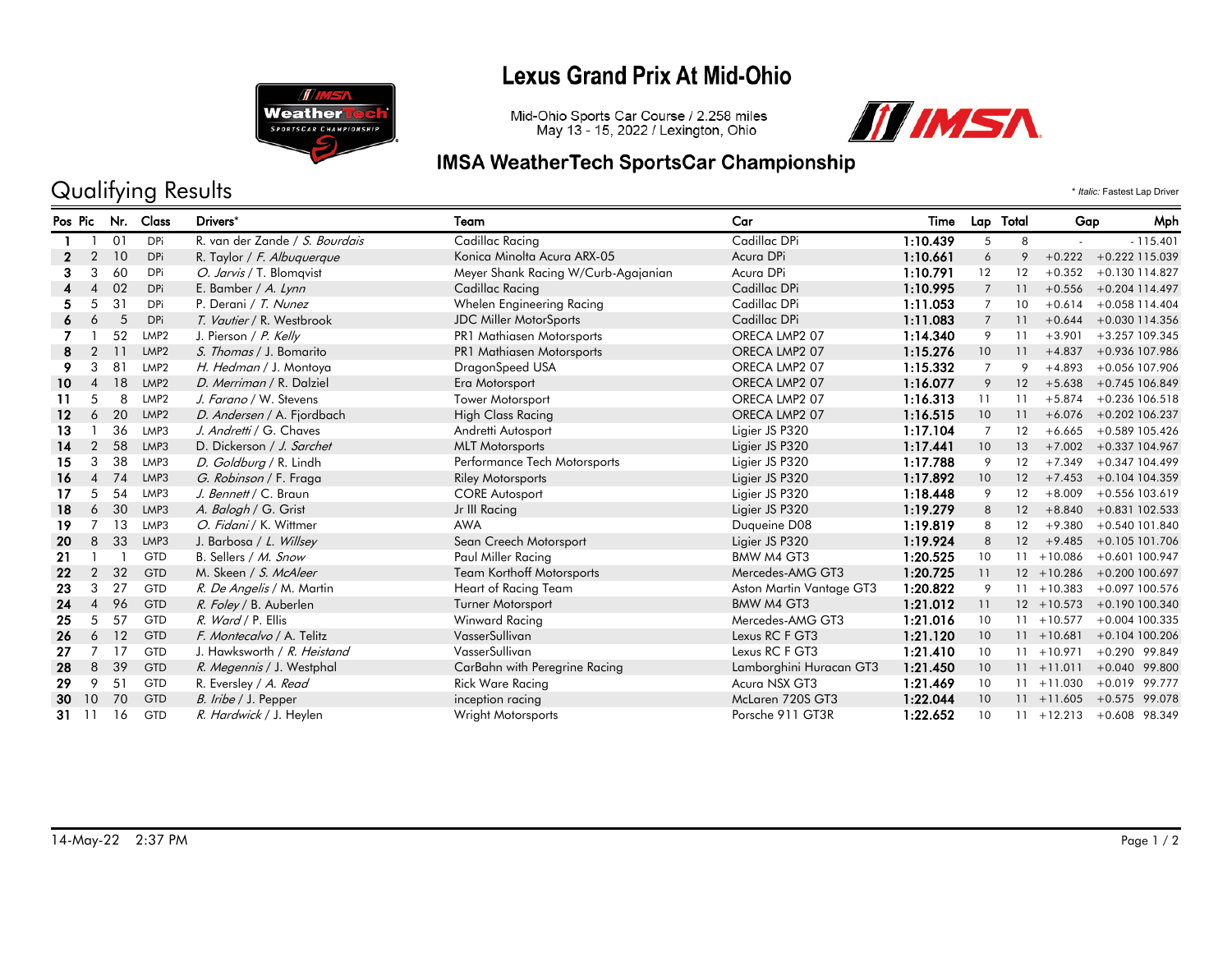# Lexus Grand Prix At Mid-Ohio

Mid-Ohio Sports Car Course / 2.258 miles
May 13 - 15, 2022 / Lexington, Ohio

## IMSA WeatherTech SportsCar Championship

## Qualifying Results

\* *Italic:* Fastest Lap Driver

| Pos | Pic | Nr. | Class | Drivers* | Team | Car | Time | Lap | Total | Gap | | Mph |
|---|---|---|---|---|---|---|---|---|---|---|---|---|
| 1 | 1 | 01 | DPi | R. van der Zande / *S. Bourdais* | Cadillac Racing | Cadillac DPi | 1:10.439 | 5 | 8 | - | - | 115.401 |
| 2 | 2 | 10 | DPi | R. Taylor / *F. Albuquerque* | Konica Minolta Acura ARX-05 | Acura DPi | 1:10.661 | 6 | 9 | +0.222 | +0.222 | 115.039 |
| 3 | 3 | 60 | DPi | *O. Jarvis* / T. Blomqvist | Meyer Shank Racing W/Curb-Agajanian | Acura DPi | 1:10.791 | 12 | 12 | +0.352 | +0.130 | 114.827 |
| 4 | 4 | 02 | DPi | E. Bamber / *A. Lynn* | Cadillac Racing | Cadillac DPi | 1:10.995 | 7 | 11 | +0.556 | +0.204 | 114.497 |
| 5 | 5 | 31 | DPi | P. Derani / *T. Nunez* | Whelen Engineering Racing | Cadillac DPi | 1:11.053 | 7 | 10 | +0.614 | +0.058 | 114.404 |
| 6 | 6 | 5 | DPi | *T. Vautier* / R. Westbrook | JDC Miller MotorSports | Cadillac DPi | 1:11.083 | 7 | 11 | +0.644 | +0.030 | 114.356 |
| 7 | 1 | 52 | LMP2 | J. Pierson / *P. Kelly* | PR1 Mathiasen Motorsports | ORECA LMP2 07 | 1:14.340 | 9 | 11 | +3.901 | +3.257 | 109.345 |
| 8 | 2 | 11 | LMP2 | *S. Thomas* / J. Bomarito | PR1 Mathiasen Motorsports | ORECA LMP2 07 | 1:15.276 | 10 | 11 | +4.837 | +0.936 | 107.986 |
| 9 | 3 | 81 | LMP2 | *H. Hedman* / J. Montoya | DragonSpeed USA | ORECA LMP2 07 | 1:15.332 | 7 | 9 | +4.893 | +0.056 | 107.906 |
| 10 | 4 | 18 | LMP2 | *D. Merriman* / R. Dalziel | Era Motorsport | ORECA LMP2 07 | 1:16.077 | 9 | 12 | +5.638 | +0.745 | 106.849 |
| 11 | 5 | 8 | LMP2 | *J. Farano* / W. Stevens | Tower Motorsport | ORECA LMP2 07 | 1:16.313 | 11 | 11 | +5.874 | +0.236 | 106.518 |
| 12 | 6 | 20 | LMP2 | *D. Andersen* / A. Fjordbach | High Class Racing | ORECA LMP2 07 | 1:16.515 | 10 | 11 | +6.076 | +0.202 | 106.237 |
| 13 | 1 | 36 | LMP3 | *J. Andretti* / G. Chaves | Andretti Autosport | Ligier JS P320 | 1:17.104 | 7 | 12 | +6.665 | +0.589 | 105.426 |
| 14 | 2 | 58 | LMP3 | D. Dickerson / *J. Sarchet* | MLT Motorsports | Ligier JS P320 | 1:17.441 | 10 | 13 | +7.002 | +0.337 | 104.967 |
| 15 | 3 | 38 | LMP3 | *D. Goldburg* / R. Lindh | Performance Tech Motorsports | Ligier JS P320 | 1:17.788 | 9 | 12 | +7.349 | +0.347 | 104.499 |
| 16 | 4 | 74 | LMP3 | *G. Robinson* / F. Fraga | Riley Motorsports | Ligier JS P320 | 1:17.892 | 10 | 12 | +7.453 | +0.104 | 104.359 |
| 17 | 5 | 54 | LMP3 | *J. Bennett* / C. Braun | CORE Autosport | Ligier JS P320 | 1:18.448 | 9 | 12 | +8.009 | +0.556 | 103.619 |
| 18 | 6 | 30 | LMP3 | *A. Balogh* / G. Grist | Jr III Racing | Ligier JS P320 | 1:19.279 | 8 | 12 | +8.840 | +0.831 | 102.533 |
| 19 | 7 | 13 | LMP3 | *O. Fidani* / K. Wittmer | AWA | Duqueine D08 | 1:19.819 | 8 | 12 | +9.380 | +0.540 | 101.840 |
| 20 | 8 | 33 | LMP3 | J. Barbosa / *L. Willsey* | Sean Creech Motorsport | Ligier JS P320 | 1:19.924 | 8 | 12 | +9.485 | +0.105 | 101.706 |
| 21 | 1 | 1 | GTD | B. Sellers / *M. Snow* | Paul Miller Racing | BMW M4 GT3 | 1:20.525 | 10 | 11 | +10.086 | +0.601 | 100.947 |
| 22 | 2 | 32 | GTD | M. Skeen / *S. McAleer* | Team Korthoff Motorsports | Mercedes-AMG GT3 | 1:20.725 | 11 | 12 | +10.286 | +0.200 | 100.697 |
| 23 | 3 | 27 | GTD | *R. De Angelis* / M. Martin | Heart of Racing Team | Aston Martin Vantage GT3 | 1:20.822 | 9 | 11 | +10.383 | +0.097 | 100.576 |
| 24 | 4 | 96 | GTD | *R. Foley* / B. Auberlen | Turner Motorsport | BMW M4 GT3 | 1:21.012 | 11 | 12 | +10.573 | +0.190 | 100.340 |
| 25 | 5 | 57 | GTD | *R. Ward* / P. Ellis | Winward Racing | Mercedes-AMG GT3 | 1:21.016 | 10 | 11 | +10.577 | +0.004 | 100.335 |
| 26 | 6 | 12 | GTD | *F. Montecalvo* / A. Telitz | VasserSullivan | Lexus RC F GT3 | 1:21.120 | 10 | 11 | +10.681 | +0.104 | 100.206 |
| 27 | 7 | 17 | GTD | J. Hawksworth / *R. Heistand* | VasserSullivan | Lexus RC F GT3 | 1:21.410 | 10 | 11 | +10.971 | +0.290 | 99.849 |
| 28 | 8 | 39 | GTD | *R. Megennis* / J. Westphal | CarBahn with Peregrine Racing | Lamborghini Huracan GT3 | 1:21.450 | 10 | 11 | +11.011 | +0.040 | 99.800 |
| 29 | 9 | 51 | GTD | R. Eversley / *A. Read* | Rick Ware Racing | Acura NSX GT3 | 1:21.469 | 10 | 11 | +11.030 | +0.019 | 99.777 |
| 30 | 10 | 70 | GTD | *B. Iribe* / J. Pepper | inception racing | McLaren 720S GT3 | 1:22.044 | 10 | 11 | +11.605 | +0.575 | 99.078 |
| 31 | 11 | 16 | GTD | *R. Hardwick* / J. Heylen | Wright Motorsports | Porsche 911 GT3R | 1:22.652 | 10 | 11 | +12.213 | +0.608 | 98.349 |

14-May-22 2:37 PM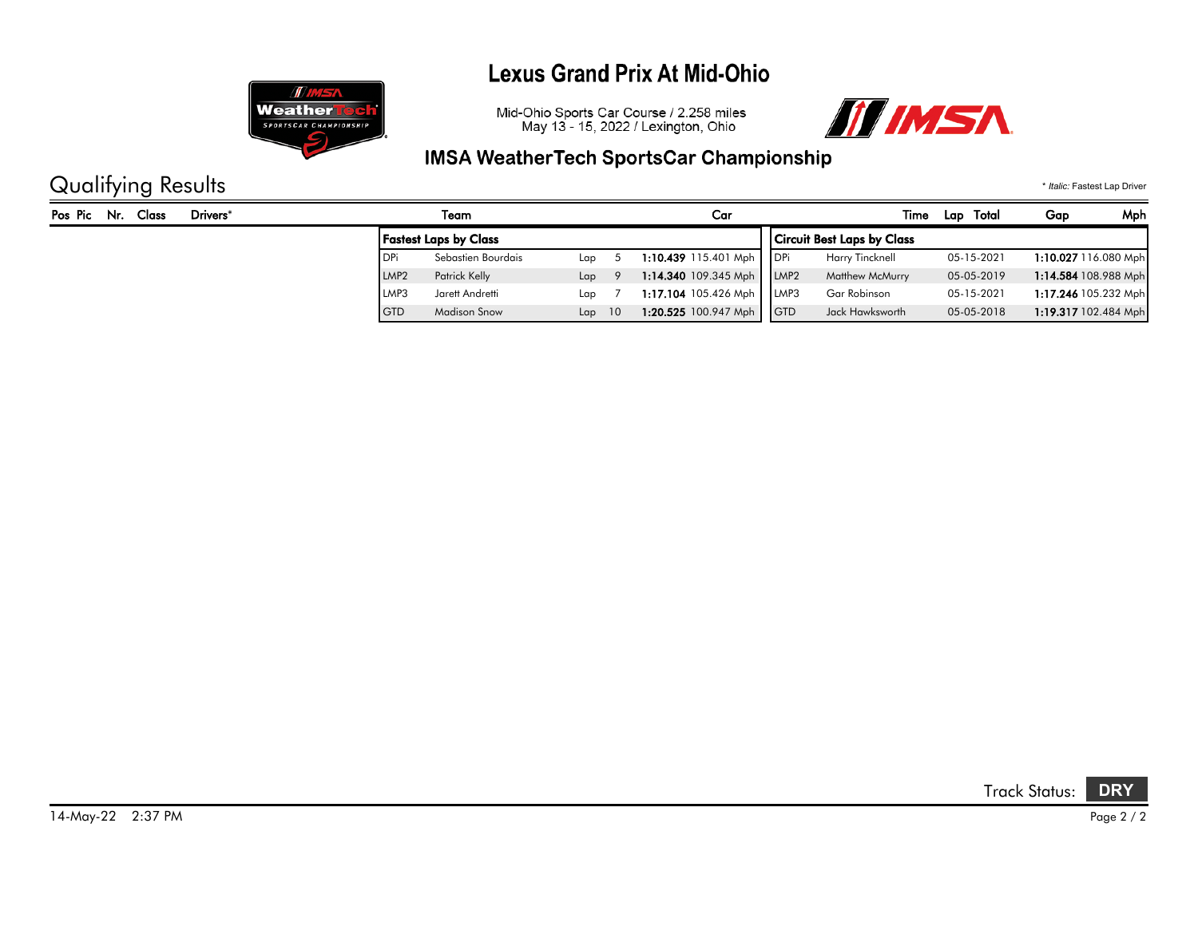# Lexus Grand Prix At Mid-Ohio

Mid-Ohio Sports Car Course / 2.258 miles
May 13 - 15, 2022 / Lexington, Ohio

## IMSA WeatherTech SportsCar Championship

## Qualifying Results

* *Italic:* Fastest Lap Driver

| Pos | Pic | Nr. | Class | Drivers* | Team | Car | Time | Lap | Total | Gap | Mph |
|---|---|---|---|---|---|---|---|---|---|---|---|

**Fastest Laps by Class**

| Class | Driver | | Lap | Time | Mph |
|---|---|---|---|---|---|
| DPi | Sebastien Bourdais | Lap | 5 | **1:10.439** | 115.401 Mph |
| LMP2 | Patrick Kelly | Lap | 9 | **1:14.340** | 109.345 Mph |
| LMP3 | Jarett Andretti | Lap | 7 | **1:17.104** | 105.426 Mph |
| GTD | Madison Snow | Lap | 10 | **1:20.525** | 100.947 Mph |

**Circuit Best Laps by Class**

| Class | Driver | Date | Time | Mph |
|---|---|---|---|---|
| DPi | Harry Tincknell | 05-15-2021 | **1:10.027** | 116.080 Mph |
| LMP2 | Matthew McMurry | 05-05-2019 | **1:14.584** | 108.988 Mph |
| LMP3 | Gar Robinson | 05-15-2021 | **1:17.246** | 105.232 Mph |
| GTD | Jack Hawksworth | 05-05-2018 | **1:19.317** | 102.484 Mph |

Track Status: **DRY**

14-May-22 2:37 PM